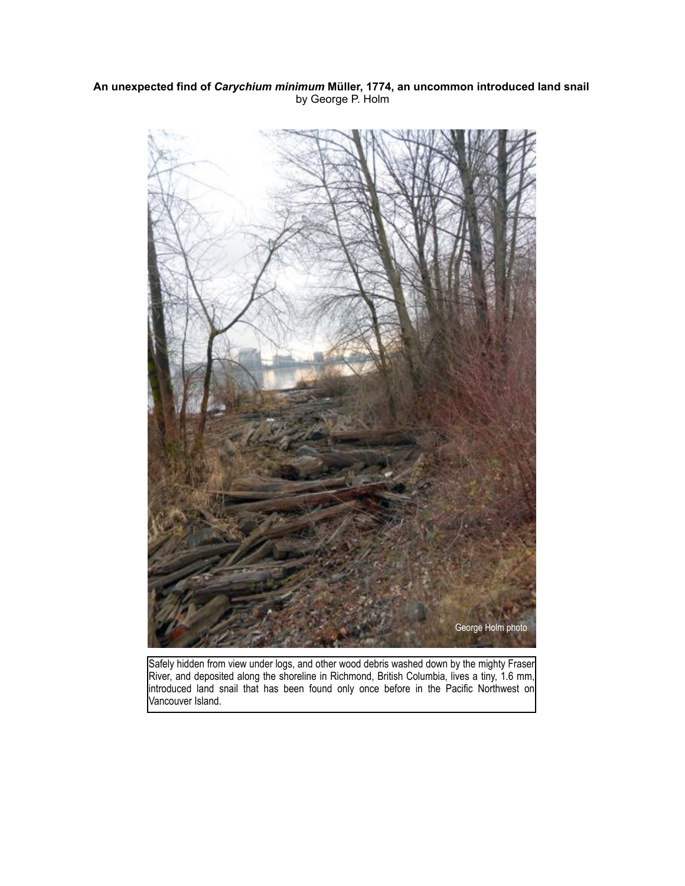**An unexpected find of *Carychium minimum* Müller, 1774, an uncommon introduced land snail**
by George P. Holm

Safely hidden from view under logs, and other wood debris washed down by the mighty Fraser River, and deposited along the shoreline in Richmond, British Columbia, lives a tiny, 1.6 mm, introduced land snail that has been found only once before in the Pacific Northwest on Vancouver Island.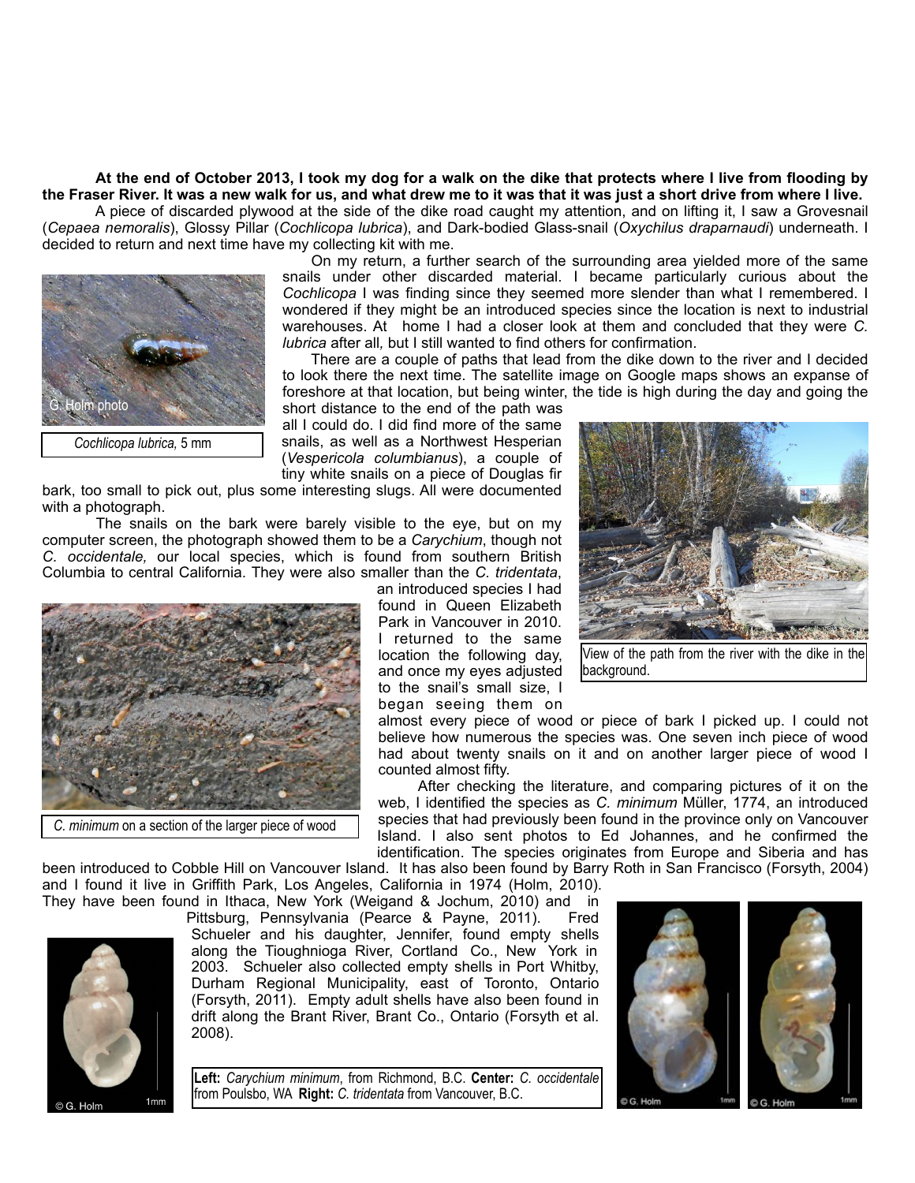**At the end of October 2013, I took my dog for a walk on the dike that protects where I live from flooding by the Fraser River. It was a new walk for us, and what drew me to it was that it was just a short drive from where I live.**

A piece of discarded plywood at the side of the dike road caught my attention, and on lifting it, I saw a Grovesnail (*Cepaea nemoralis*), Glossy Pillar (*Cochlicopa lubrica*), and Dark-bodied Glass-snail (*Oxychilus draparnaudi*) underneath. I decided to return and next time have my collecting kit with me.

On my return, a further search of the surrounding area yielded more of the same snails under other discarded material. I became particularly curious about the *Cochlicopa* I was finding since they seemed more slender than what I remembered. I wondered if they might be an introduced species since the location is next to industrial warehouses. At home I had a closer look at them and concluded that they were *C. lubrica* after all, but I still wanted to find others for confirmation.

G. Holm photo

*Cochlicopa lubrica,* 5 mm

There are a couple of paths that lead from the dike down to the river and I decided to look there the next time. The satellite image on Google maps shows an expanse of foreshore at that location, but being winter, the tide is high during the day and going the short distance to the end of the path was all I could do. I did find more of the same snails, as well as a Northwest Hesperian (*Vespericola columbianus*), a couple of tiny white snails on a piece of Douglas fir bark, too small to pick out, plus some interesting slugs. All were documented with a photograph.

View of the path from the river with the dike in the background.

The snails on the bark were barely visible to the eye, but on my computer screen, the photograph showed them to be a *Carychium*, though not *C. occidentale,* our local species, which is found from southern British Columbia to central California. They were also smaller than the *C. tridentata*, an introduced species I had found in Queen Elizabeth Park in Vancouver in 2010. I returned to the same location the following day, and once my eyes adjusted to the snail's small size, I began seeing them on almost every piece of wood or piece of bark I picked up. I could not believe how numerous the species was. One seven inch piece of wood had about twenty snails on it and on another larger piece of wood I counted almost fifty.

*C. minimum* on a section of the larger piece of wood

After checking the literature, and comparing pictures of it on the web, I identified the species as *C. minimum* Müller, 1774, an introduced species that had previously been found in the province only on Vancouver Island. I also sent photos to Ed Johannes, and he confirmed the identification. The species originates from Europe and Siberia and has been introduced to Cobble Hill on Vancouver Island. It has also been found by Barry Roth in San Francisco (Forsyth, 2004) and I found it live in Griffith Park, Los Angeles, California in 1974 (Holm, 2010). They have been found in Ithaca, New York (Weigand & Jochum, 2010) and in Pittsburg, Pennsylvania (Pearce & Payne, 2011). Fred Schueler and his daughter, Jennifer, found empty shells along the Tioughnioga River, Cortland Co., New York in 2003. Schueler also collected empty shells in Port Whitby, Durham Regional Municipality, east of Toronto, Ontario (Forsyth, 2011). Empty adult shells have also been found in drift along the Brant River, Brant Co., Ontario (Forsyth et al. 2008).

**Left:** *Carychium minimum*, from Richmond, B.C. **Center:** *C. occidentale* from Poulsbo, WA **Right:** *C. tridentata* from Vancouver, B.C.

© G. Holm 1mm

© G. Holm 1mm

© G. Holm 1mm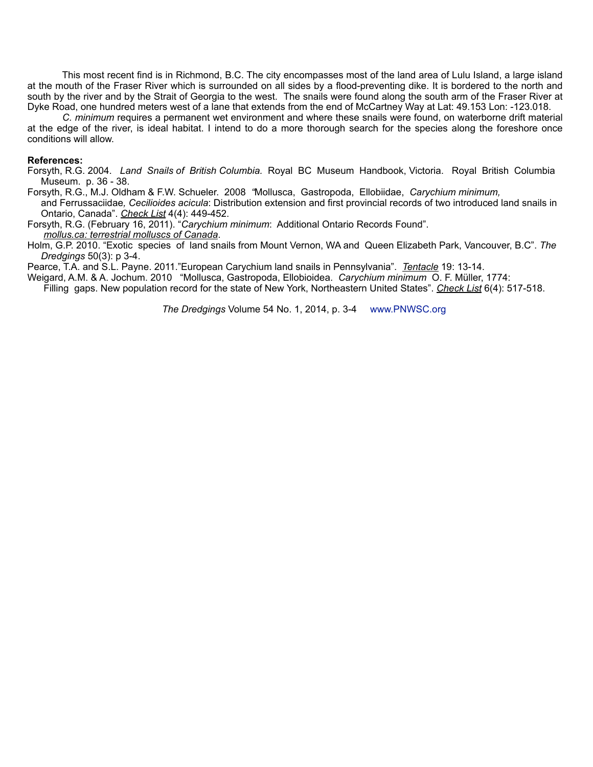This most recent find is in Richmond, B.C. The city encompasses most of the land area of Lulu Island, a large island at the mouth of the Fraser River which is surrounded on all sides by a flood-preventing dike. It is bordered to the north and south by the river and by the Strait of Georgia to the west. The snails were found along the south arm of the Fraser River at Dyke Road, one hundred meters west of a lane that extends from the end of McCartney Way at Lat: 49.153 Lon: -123.018.

*C. minimum* requires a permanent wet environment and where these snails were found, on waterborne drift material at the edge of the river, is ideal habitat. I intend to do a more thorough search for the species along the foreshore once conditions will allow.

**References:**

Forsyth, R.G. 2004. *Land Snails of British Columbia.* Royal BC Museum Handbook, Victoria. Royal British Columbia Museum. p. 36 - 38.

Forsyth, R.G., M.J. Oldham & F.W. Schueler. 2008 "Mollusca, Gastropoda, Ellobiidae, *Carychium minimum,* and Ferrussaciidae*, Cecilioides acicula*: Distribution extension and first provincial records of two introduced land snails in Ontario, Canada". Check List 4(4): 449-452.

Forsyth, R.G. (February 16, 2011). "*Carychium minimum*: Additional Ontario Records Found". *mollus.ca: terrestrial molluscs of Canada*.

Holm, G.P. 2010. "Exotic species of land snails from Mount Vernon, WA and Queen Elizabeth Park, Vancouver, B.C". *The Dredgings* 50(3): p 3-4.

Pearce, T.A. and S.L. Payne. 2011."European Carychium land snails in Pennsylvania". Tentacle 19: 13-14.

Weigard, A.M. & A. Jochum. 2010 "Mollusca, Gastropoda, Ellobioidea. *Carychium minimum* O. F. Müller, 1774: Filling gaps. New population record for the state of New York, Northeastern United States". Check List 6(4): 517-518.

*The Dredgings* Volume 54 No. 1, 2014, p. 3-4 www.PNWSC.org